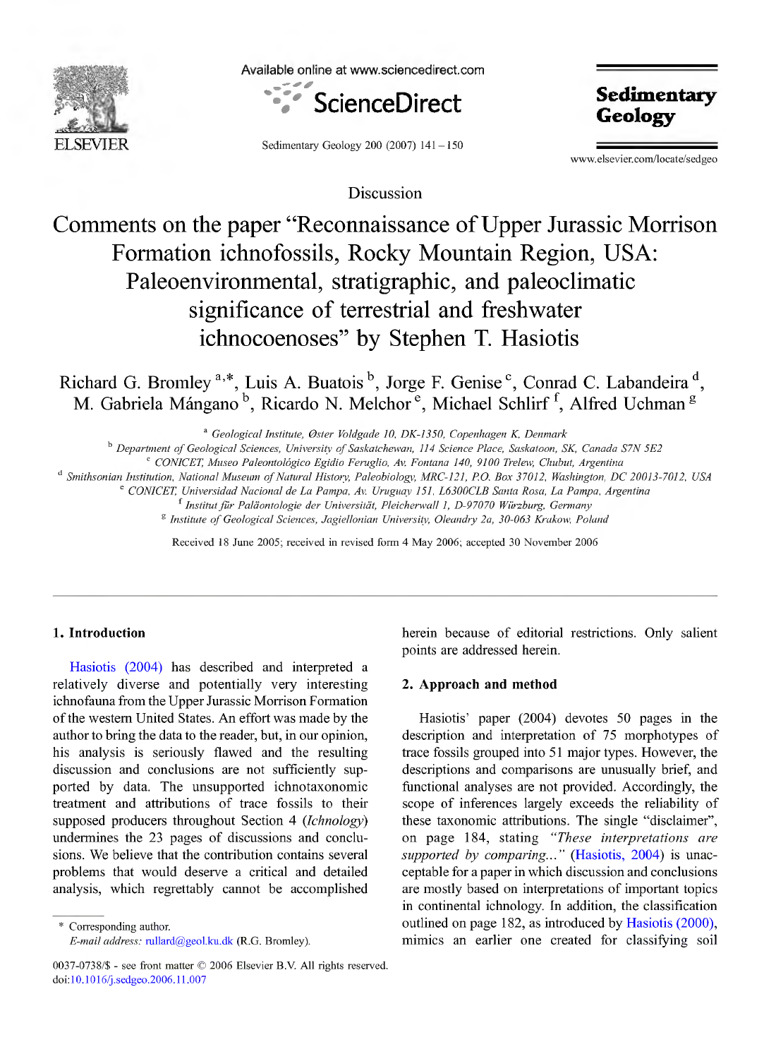Discussion

# Comments on the paper "Reconnaissance of Upper Jurassic Morrison Formation ichnofossils, Rocky Mountain Region, USA: Paleoenvironmental, stratigraphic, and paleoclimatic significance of terrestrial and freshwater ichnocoenoses" by Stephen T. Hasiotis

Richard G. Bromley [a,*], Luis A. Buatois [b], Jorge F. Genise [c], Conrad C. Labandeira [d], M. Gabriela Mángano [b], Ricardo N. Melchor [e], Michael Schlirf [f], Alfred Uchman [g]

[a] Geological Institute, Øster Voldgade 10, DK-1350, Copenhagen K, Denmark

[b] Department of Geological Sciences, University of Saskatchewan, 114 Science Place, Saskatoon, SK, Canada S7N 5E2

[c] CONICET, Museo Paleontológico Egidio Feruglio, Av. Fontana 140, 9100 Trelew, Chubut, Argentina

[d] Smithsonian Institution, National Museum of Natural History, Paleobiology, MRC-121, P.O. Box 37012, Washington, DC 20013-7012, USA

[e] CONICET, Universidad Nacional de La Pampa, Av. Uruguay 151, L6300CLB Santa Rosa, La Pampa, Argentina

[f] Institut für Paläontologie der Universität, Pleicherwall 1, D-97070 Würzburg, Germany

[g] Institute of Geological Sciences, Jagiellonian University, Oleandry 2a, 30-063 Kraków, Poland

Received 18 June 2005; received in revised form 4 May 2006; accepted 30 November 2006

## 1. Introduction

Hasiotis (2004) has described and interpreted a relatively diverse and potentially very interesting ichnofauna from the Upper Jurassic Morrison Formation of the western United States. An effort was made by the author to bring the data to the reader, but, in our opinion, his analysis is seriously flawed and the resulting discussion and conclusions are not sufficiently supported by data. The unsupported ichnotaxonomic treatment and attributions of trace fossils to their supposed producers throughout Section 4 (*Ichnology*) undermines the 23 pages of discussions and conclusions. We believe that the contribution contains several problems that would deserve a critical and detailed analysis, which regrettably cannot be accomplished herein because of editorial restrictions. Only salient points are addressed herein.

## 2. Approach and method

Hasiotis' paper (2004) devotes 50 pages in the description and interpretation of 75 morphotypes of trace fossils grouped into 51 major types. However, the descriptions and comparisons are unusually brief, and functional analyses are not provided. Accordingly, the scope of inferences largely exceeds the reliability of these taxonomic attributions. The single "disclaimer", on page 184, stating *"These interpretations are supported by comparing..."* (Hasiotis, 2004) is unacceptable for a paper in which discussion and conclusions are mostly based on interpretations of important topics in continental ichnology. In addition, the classification outlined on page 182, as introduced by Hasiotis (2000), mimics an earlier one created for classifying soil

\* Corresponding author.
*E-mail address:* rullard@geol.ku.dk (R.G. Bromley).

0037-0738/$ - see front matter © 2006 Elsevier B.V. All rights reserved.
doi:10.1016/j.sedgeo.2006.11.007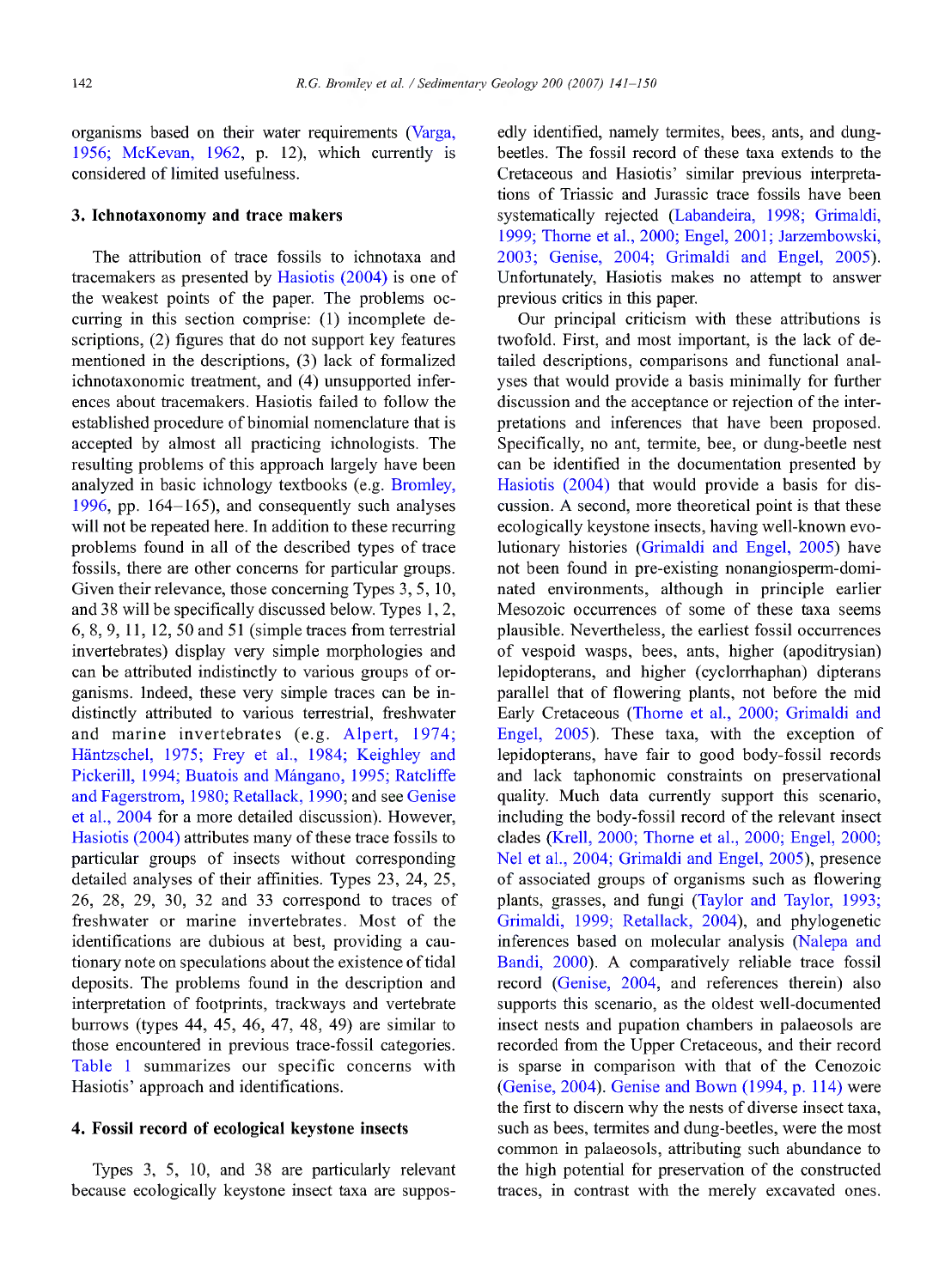organisms based on their water requirements (Varga, 1956; McKevan, 1962, p. 12), which currently is considered of limited usefulness.

## 3. Ichnotaxonomy and trace makers

The attribution of trace fossils to ichnotaxa and tracemakers as presented by Hasiotis (2004) is one of the weakest points of the paper. The problems occurring in this section comprise: (1) incomplete descriptions, (2) figures that do not support key features mentioned in the descriptions, (3) lack of formalized ichnotaxonomic treatment, and (4) unsupported inferences about tracemakers. Hasiotis failed to follow the established procedure of binomial nomenclature that is accepted by almost all practicing ichnologists. The resulting problems of this approach largely have been analyzed in basic ichnology textbooks (e.g. Bromley, 1996, pp. 164–165), and consequently such analyses will not be repeated here. In addition to these recurring problems found in all of the described types of trace fossils, there are other concerns for particular groups. Given their relevance, those concerning Types 3, 5, 10, and 38 will be specifically discussed below. Types 1, 2, 6, 8, 9, 11, 12, 50 and 51 (simple traces from terrestrial invertebrates) display very simple morphologies and can be attributed indistinctly to various groups of organisms. Indeed, these very simple traces can be indistinctly attributed to various terrestrial, freshwater and marine invertebrates (e.g. Alpert, 1974; Häntzschel, 1975; Frey et al., 1984; Keighley and Pickerill, 1994; Buatois and Mángano, 1995; Ratcliffe and Fagerstrom, 1980; Retallack, 1990; and see Genise et al., 2004 for a more detailed discussion). However, Hasiotis (2004) attributes many of these trace fossils to particular groups of insects without corresponding detailed analyses of their affinities. Types 23, 24, 25, 26, 28, 29, 30, 32 and 33 correspond to traces of freshwater or marine invertebrates. Most of the identifications are dubious at best, providing a cautionary note on speculations about the existence of tidal deposits. The problems found in the description and interpretation of footprints, trackways and vertebrate burrows (types 44, 45, 46, 47, 48, 49) are similar to those encountered in previous trace-fossil categories. Table 1 summarizes our specific concerns with Hasiotis' approach and identifications.

## 4. Fossil record of ecological keystone insects

Types 3, 5, 10, and 38 are particularly relevant because ecologically keystone insect taxa are supposedly identified, namely termites, bees, ants, and dung-beetles. The fossil record of these taxa extends to the Cretaceous and Hasiotis' similar previous interpretations of Triassic and Jurassic trace fossils have been systematically rejected (Labandeira, 1998; Grimaldi, 1999; Thorne et al., 2000; Engel, 2001; Jarzembowski, 2003; Genise, 2004; Grimaldi and Engel, 2005). Unfortunately, Hasiotis makes no attempt to answer previous critics in this paper.

Our principal criticism with these attributions is twofold. First, and most important, is the lack of detailed descriptions, comparisons and functional analyses that would provide a basis minimally for further discussion and the acceptance or rejection of the interpretations and inferences that have been proposed. Specifically, no ant, termite, bee, or dung-beetle nest can be identified in the documentation presented by Hasiotis (2004) that would provide a basis for discussion. A second, more theoretical point is that these ecologically keystone insects, having well-known evolutionary histories (Grimaldi and Engel, 2005) have not been found in pre-existing nonangiosperm-dominated environments, although in principle earlier Mesozoic occurrences of some of these taxa seems plausible. Nevertheless, the earliest fossil occurrences of vespoid wasps, bees, ants, higher (apoditrysian) lepidopterans, and higher (cyclorrhaphan) dipterans parallel that of flowering plants, not before the mid Early Cretaceous (Thorne et al., 2000; Grimaldi and Engel, 2005). These taxa, with the exception of lepidopterans, have fair to good body-fossil records and lack taphonomic constraints on preservational quality. Much data currently support this scenario, including the body-fossil record of the relevant insect clades (Krell, 2000; Thorne et al., 2000; Engel, 2000; Nel et al., 2004; Grimaldi and Engel, 2005), presence of associated groups of organisms such as flowering plants, grasses, and fungi (Taylor and Taylor, 1993; Grimaldi, 1999; Retallack, 2004), and phylogenetic inferences based on molecular analysis (Nalepa and Bandi, 2000). A comparatively reliable trace fossil record (Genise, 2004, and references therein) also supports this scenario, as the oldest well-documented insect nests and pupation chambers in palaeosols are recorded from the Upper Cretaceous, and their record is sparse in comparison with that of the Cenozoic (Genise, 2004). Genise and Bown (1994, p. 114) were the first to discern why the nests of diverse insect taxa, such as bees, termites and dung-beetles, were the most common in palaeosols, attributing such abundance to the high potential for preservation of the constructed traces, in contrast with the merely excavated ones.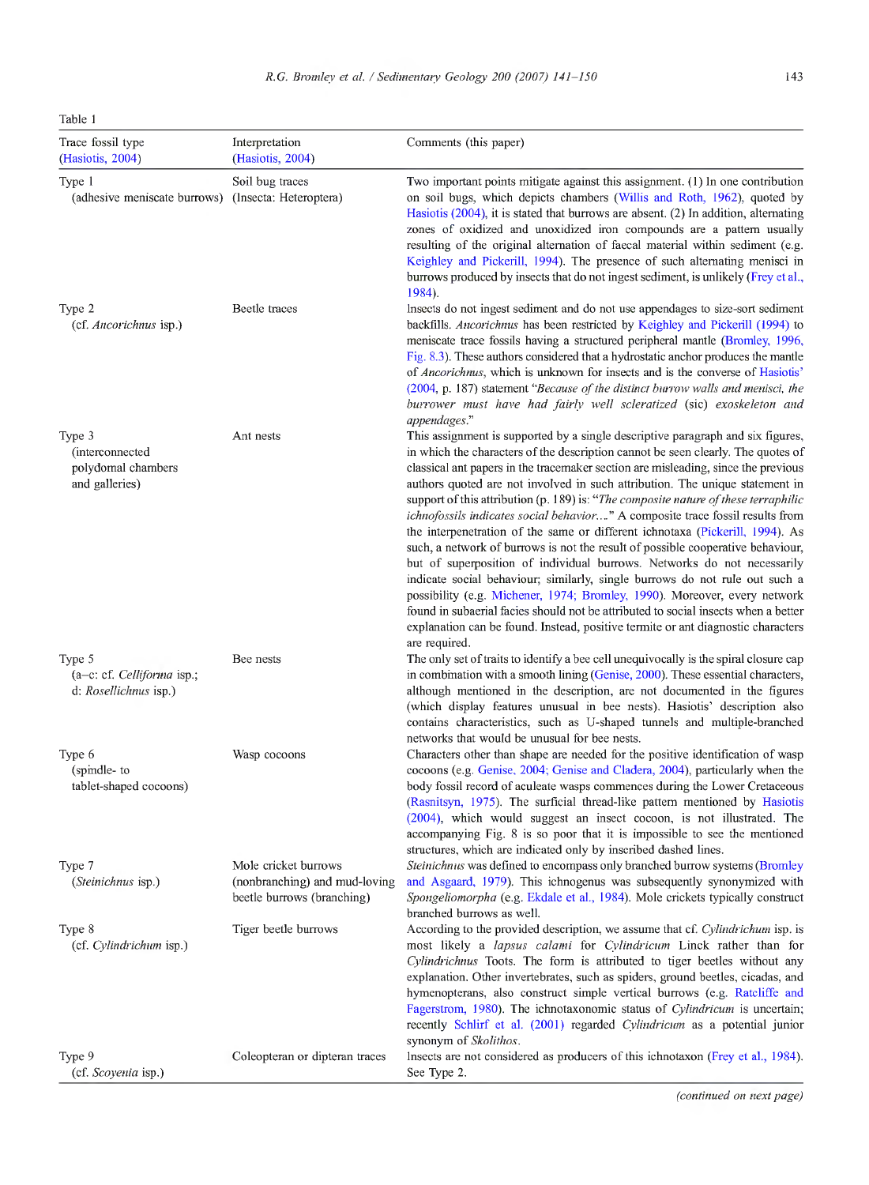Table 1

| Trace fossil type (Hasiotis, 2004) | Interpretation (Hasiotis, 2004) | Comments (this paper) |
|---|---|---|
| Type 1 (adhesive meniscate burrows) | Soil bug traces (Insecta: Heteroptera) | Two important points mitigate against this assignment. (1) In one contribution on soil bugs, which depicts chambers (Willis and Roth, 1962), quoted by Hasiotis (2004), it is stated that burrows are absent. (2) In addition, alternating zones of oxidized and unoxidized iron compounds are a pattern usually resulting of the original alternation of faecal material within sediment (e.g. Keighley and Pickerill, 1994). The presence of such alternating menisci in burrows produced by insects that do not ingest sediment, is unlikely (Frey et al., 1984). |
| Type 2 (cf. *Ancorichnus* isp.) | Beetle traces | Insects do not ingest sediment and do not use appendages to size-sort sediment backfills. *Ancorichnus* has been restricted by Keighley and Pickerill (1994) to meniscate trace fossils having a structured peripheral mantle (Bromley, 1996, Fig. 8.3). These authors considered that a hydrostatic anchor produces the mantle of *Ancorichnus*, which is unknown for insects and is the converse of Hasiotis' (2004, p. 187) statement "*Because of the distinct burrow walls and menisci, the burrower must have had fairly well scleratized* (sic) *exoskeleton and appendages*." |
| Type 3 (interconnected polydomal chambers and galleries) | Ant nests | This assignment is supported by a single descriptive paragraph and six figures, in which the characters of the description cannot be seen clearly. The quotes of classical ant papers in the tracemaker section are misleading, since the previous authors quoted are not involved in such attribution. The unique statement in support of this attribution (p. 189) is: "*The composite nature of these terraphilic ichnofossils indicates social behavior…*" A composite trace fossil results from the interpenetration of the same or different ichnotaxa (Pickerill, 1994). As such, a network of burrows is not the result of possible cooperative behaviour, but of superposition of individual burrows. Networks do not necessarily indicate social behaviour; similarly, single burrows do not rule out such a possibility (e.g. Michener, 1974; Bromley, 1990). Moreover, every network found in subaerial facies should not be attributed to social insects when a better explanation can be found. Instead, positive termite or ant diagnostic characters are required. |
| Type 5 (a–c: cf. *Celliforma* isp.; d: *Rosellichnus* isp.) | Bee nests | The only set of traits to identify a bee cell unequivocally is the spiral closure cap in combination with a smooth lining (Genise, 2000). These essential characters, although mentioned in the description, are not documented in the figures (which display features unusual in bee nests). Hasiotis' description also contains characteristics, such as U-shaped tunnels and multiple-branched networks that would be unusual for bee nests. |
| Type 6 (spindle- to tablet-shaped cocoons) | Wasp cocoons | Characters other than shape are needed for the positive identification of wasp cocoons (e.g. Genise, 2004; Genise and Cladera, 2004), particularly when the body fossil record of aculeate wasps commences during the Lower Cretaceous (Rasnitsyn, 1975). The surficial thread-like pattern mentioned by Hasiotis (2004), which would suggest an insect cocoon, is not illustrated. The accompanying Fig. 8 is so poor that it is impossible to see the mentioned structures, which are indicated only by inscribed dashed lines. |
| Type 7 (*Steinichnus* isp.) | Mole cricket burrows (nonbranching) and mud-loving beetle burrows (branching) | *Steinichnus* was defined to encompass only branched burrow systems (Bromley and Asgaard, 1979). This ichnogenus was subsequently synonymized with *Spongeliomorpha* (e.g. Ekdale et al., 1984). Mole crickets typically construct branched burrows as well. |
| Type 8 (cf. *Cylindrichum* isp.) | Tiger beetle burrows | According to the provided description, we assume that cf. *Cylindrichum* isp. is most likely a *lapsus calami* for *Cylindricum* Linck rather than for *Cylindrichnus* Toots. The form is attributed to tiger beetles without any explanation. Other invertebrates, such as spiders, ground beetles, cicadas, and hymenopterans, also construct simple vertical burrows (e.g. Ratcliffe and Fagerstrom, 1980). The ichnotaxonomic status of *Cylindricum* is uncertain; recently Schlirf et al. (2001) regarded *Cylindricum* as a potential junior synonym of *Skolithos*. |
| Type 9 (cf. *Scoyenia* isp.) | Coleopteran or dipteran traces | Insects are not considered as producers of this ichnotaxon (Frey et al., 1984). See Type 2. |

(*continued on next page*)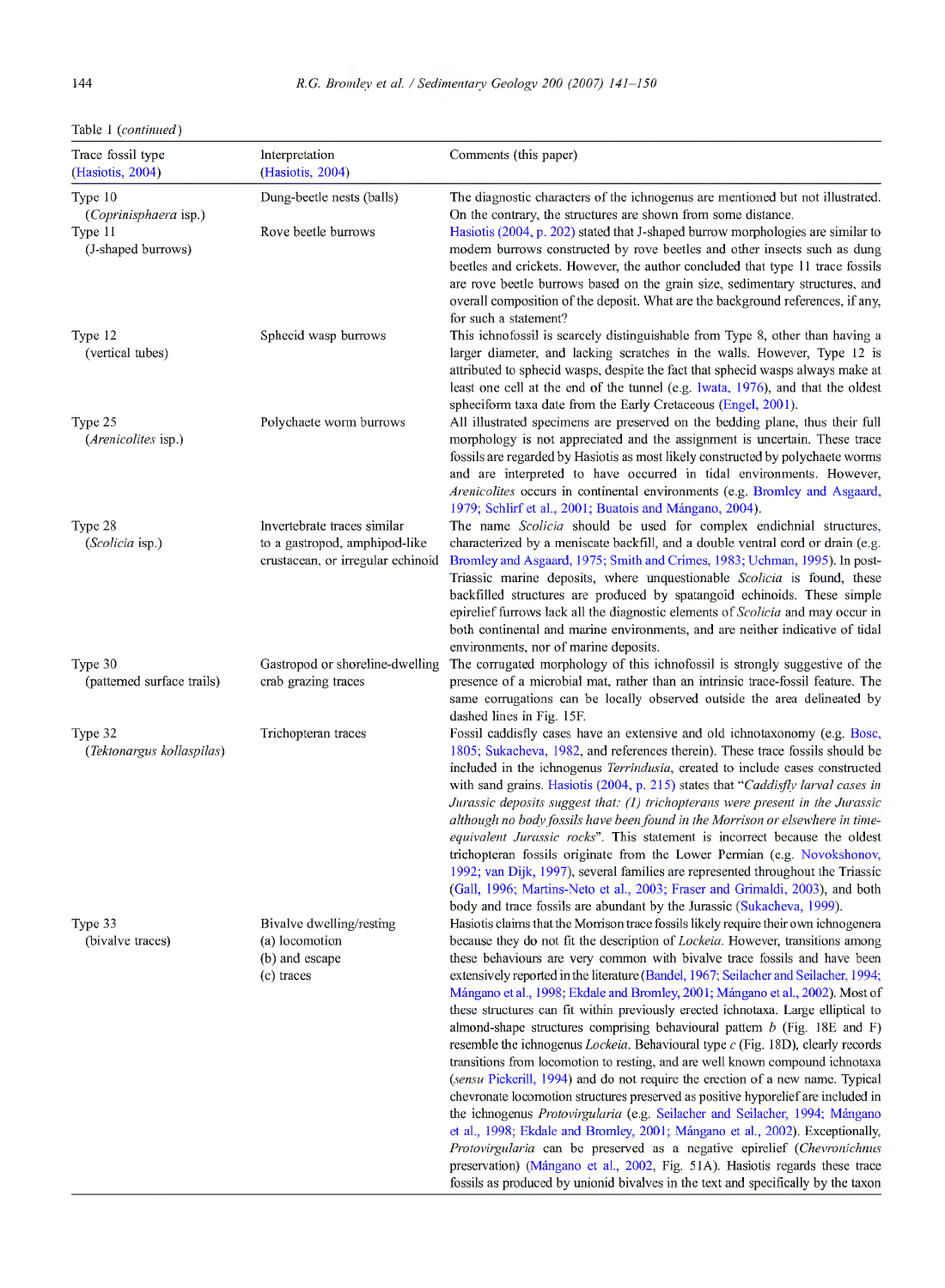Table 1 (*continued*)

| Trace fossil type (Hasiotis, 2004) | Interpretation (Hasiotis, 2004) | Comments (this paper) |
|---|---|---|
| Type 10 (*Coprinisphaera* isp.) | Dung-beetle nests (balls) | The diagnostic characters of the ichnogenus are mentioned but not illustrated. On the contrary, the structures are shown from some distance. |
| Type 11 (J-shaped burrows) | Rove beetle burrows | Hasiotis (2004, p. 202) stated that J-shaped burrow morphologies are similar to modern burrows constructed by rove beetles and other insects such as dung beetles and crickets. However, the author concluded that type 11 trace fossils are rove beetle burrows based on the grain size, sedimentary structures, and overall composition of the deposit. What are the background references, if any, for such a statement? |
| Type 12 (vertical tubes) | Sphecid wasp burrows | This ichnofossil is scarcely distinguishable from Type 8, other than having a larger diameter, and lacking scratches in the walls. However, Type 12 is attributed to sphecid wasps, despite the fact that sphecid wasps always make at least one cell at the end of the tunnel (e.g. Iwata, 1976), and that the oldest spheciform taxa date from the Early Cretaceous (Engel, 2001). |
| Type 25 (*Arenicolites* isp.) | Polychaete worm burrows | All illustrated specimens are preserved on the bedding plane, thus their full morphology is not appreciated and the assignment is uncertain. These trace fossils are regarded by Hasiotis as most likely constructed by polychaete worms and are interpreted to have occurred in tidal environments. However, *Arenicolites* occurs in continental environments (e.g. Bromley and Asgaard, 1979; Schlirf et al., 2001; Buatois and Mángano, 2004). |
| Type 28 (*Scolicia* isp.) | Invertebrate traces similar to a gastropod, amphipod-like crustacean, or irregular echinoid | The name *Scolicia* should be used for complex endichnial structures, characterized by a meniscate backfill, and a double ventral cord or drain (e.g. Bromley and Asgaard, 1975; Smith and Crimes, 1983; Uchman, 1995). In post-Triassic marine deposits, where unquestionable *Scolicia* is found, these backfilled structures are produced by spatangoid echinoids. These simple epirelief furrows lack all the diagnostic elements of *Scolicia* and may occur in both continental and marine environments, and are neither indicative of tidal environments, nor of marine deposits. |
| Type 30 (patterned surface trails) | Gastropod or shoreline-dwelling crab grazing traces | The corrugated morphology of this ichnofossil is strongly suggestive of the presence of a microbial mat, rather than an intrinsic trace-fossil feature. The same corrugations can be locally observed outside the area delineated by dashed lines in Fig. 15F. |
| Type 32 (*Tektonargus kollaspilas*) | Trichopteran traces | Fossil caddisfly cases have an extensive and old ichnotaxonomy (e.g. Bosc, 1805; Sukacheva, 1982, and references therein). These trace fossils should be included in the ichnogenus *Terrindusia*, created to include cases constructed with sand grains. Hasiotis (2004, p. 215) states that "*Caddisfly larval cases in Jurassic deposits suggest that: (1) trichopterans were present in the Jurassic although no body fossils have been found in the Morrison or elsewhere in time-equivalent Jurassic rocks*". This statement is incorrect because the oldest trichopteran fossils originate from the Lower Permian (e.g. Novokshonov, 1992; van Dijk, 1997), several families are represented throughout the Triassic (Gall, 1996; Martins-Neto et al., 2003; Fraser and Grimaldi, 2003), and both body and trace fossils are abundant by the Jurassic (Sukacheva, 1999). |
| Type 33 (bivalve traces) | Bivalve dwelling/resting (a) locomotion (b) and escape (c) traces | Hasiotis claims that the Morrison trace fossils likely require their own ichnogenera because they do not fit the description of *Lockeia*. However, transitions among these behaviours are very common with bivalve trace fossils and have been extensively reported in the literature (Bandel, 1967; Seilacher and Seilacher, 1994; Mángano et al., 1998; Ekdale and Bromley, 2001; Mángano et al., 2002). Most of these structures can fit within previously erected ichnotaxa. Large elliptical to almond-shape structures comprising behavioural pattern *b* (Fig. 18E and F) resemble the ichnogenus *Lockeia*. Behavioural type *c* (Fig. 18D), clearly records transitions from locomotion to resting, and are well known compound ichnotaxa (*sensu* Pickerill, 1994) and do not require the erection of a new name. Typical chevronate locomotion structures preserved as positive hyporelief are included in the ichnogenus *Protovirgularia* (e.g. Seilacher and Seilacher, 1994; Mángano et al., 1998; Ekdale and Bromley, 2001; Mángano et al., 2002). Exceptionally, *Protovirgularia* can be preserved as a negative epirelief (*Chevronichnus* preservation) (Mángano et al., 2002, Fig. 51A). Hasiotis regards these trace fossils as produced by unionid bivalves in the text and specifically by the taxon |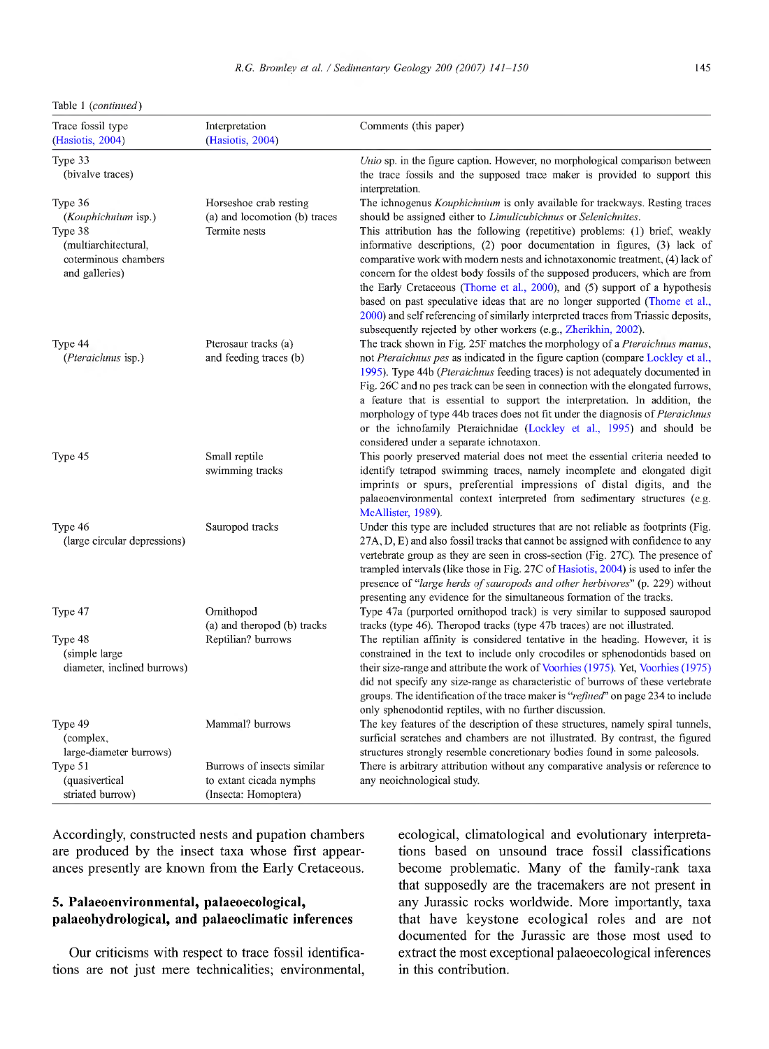Table 1 (*continued*)

| Trace fossil type (Hasiotis, 2004) | Interpretation (Hasiotis, 2004) | Comments (this paper) |
|---|---|---|
| Type 33 (bivalve traces) | | *Unio* sp. in the figure caption. However, no morphological comparison between the trace fossils and the supposed trace maker is provided to support this interpretation. |
| Type 36 (*Kouphichnium* isp.) | Horseshoe crab resting (a) and locomotion (b) traces | The ichnogenus *Kouphichnium* is only available for trackways. Resting traces should be assigned either to *Limulicubichnus* or *Selenichnites*. |
| Type 38 (multiarchitectural, coterminous chambers and galleries) | Termite nests | This attribution has the following (repetitive) problems: (1) brief, weakly informative descriptions, (2) poor documentation in figures, (3) lack of comparative work with modern nests and ichnotaxonomic treatment, (4) lack of concern for the oldest body fossils of the supposed producers, which are from the Early Cretaceous (Thorne et al., 2000), and (5) support of a hypothesis based on past speculative ideas that are no longer supported (Thorne et al., 2000) and self referencing of similarly interpreted traces from Triassic deposits, subsequently rejected by other workers (e.g., Zherikhin, 2002). |
| Type 44 (*Pteraichnus* isp.) | Pterosaur tracks (a) and feeding traces (b) | The track shown in Fig. 25F matches the morphology of a *Pteraichnus manus*, not *Pteraichnus pes* as indicated in the figure caption (compare Lockley et al., 1995). Type 44b (*Pteraichnus* feeding traces) is not adequately documented in Fig. 26C and no pes track can be seen in connection with the elongated furrows, a feature that is essential to support the interpretation. In addition, the morphology of type 44b traces does not fit under the diagnosis of *Pteraichnus* or the ichnofamily Pteraichnidae (Lockley et al., 1995) and should be considered under a separate ichnotaxon. |
| Type 45 | Small reptile swimming tracks | This poorly preserved material does not meet the essential criteria needed to identify tetrapod swimming traces, namely incomplete and elongated digit imprints or spurs, preferential impressions of distal digits, and the palaeoenvironmental context interpreted from sedimentary structures (e.g. McAllister, 1989). |
| Type 46 (large circular depressions) | Sauropod tracks | Under this type are included structures that are not reliable as footprints (Fig. 27A, D, E) and also fossil tracks that cannot be assigned with confidence to any vertebrate group as they are seen in cross-section (Fig. 27C). The presence of trampled intervals (like those in Fig. 27C of Hasiotis, 2004) is used to infer the presence of "*large herds of sauropods and other herbivores*" (p. 229) without presenting any evidence for the simultaneous formation of the tracks. |
| Type 47 | Ornithopod (a) and theropod (b) tracks | Type 47a (purported ornithopod track) is very similar to supposed sauropod tracks (type 46). Theropod tracks (type 47b traces) are not illustrated. |
| Type 48 (simple large diameter, inclined burrows) | Reptilian? burrows | The reptilian affinity is considered tentative in the heading. However, it is constrained in the text to include only crocodiles or sphenodontids based on their size-range and attribute the work of Voorhies (1975). Yet, Voorhies (1975) did not specify any size-range as characteristic of burrows of these vertebrate groups. The identification of the trace maker is "*refined*" on page 234 to include only sphenodontid reptiles, with no further discussion. |
| Type 49 (complex, large-diameter burrows) | Mammal? burrows | The key features of the description of these structures, namely spiral tunnels, surficial scratches and chambers are not illustrated. By contrast, the figured structures strongly resemble concretionary bodies found in some paleosols. |
| Type 51 (quasivertical striated burrow) | Burrows of insects similar to extant cicada nymphs (Insecta: Homoptera) | There is arbitrary attribution without any comparative analysis or reference to any neoichnological study. |

Accordingly, constructed nests and pupation chambers are produced by the insect taxa whose first appearances presently are known from the Early Cretaceous.

## 5. Palaeoenvironmental, palaeoecological, palaeohydrological, and palaeoclimatic inferences

Our criticisms with respect to trace fossil identifications are not just mere technicalities; environmental, ecological, climatological and evolutionary interpretations based on unsound trace fossil classifications become problematic. Many of the family-rank taxa that supposedly are the tracemakers are not present in any Jurassic rocks worldwide. More importantly, taxa that have keystone ecological roles and are not documented for the Jurassic are those most used to extract the most exceptional palaeoecological inferences in this contribution.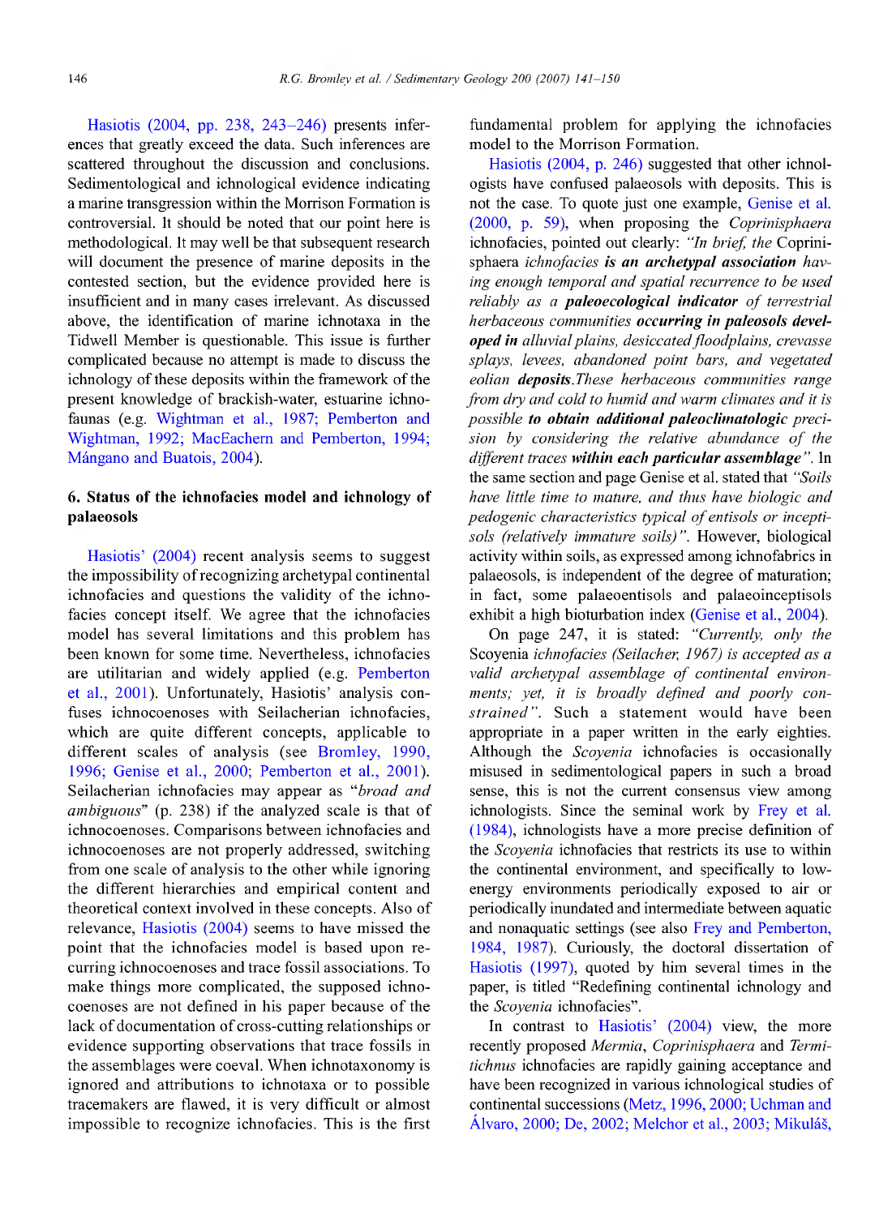Hasiotis (2004, pp. 238, 243–246) presents inferences that greatly exceed the data. Such inferences are scattered throughout the discussion and conclusions. Sedimentological and ichnological evidence indicating a marine transgression within the Morrison Formation is controversial. It should be noted that our point here is methodological. It may well be that subsequent research will document the presence of marine deposits in the contested section, but the evidence provided here is insufficient and in many cases irrelevant. As discussed above, the identification of marine ichnotaxa in the Tidwell Member is questionable. This issue is further complicated because no attempt is made to discuss the ichnology of these deposits within the framework of the present knowledge of brackish-water, estuarine ichnofaunas (e.g. Wightman et al., 1987; Pemberton and Wightman, 1992; MacEachern and Pemberton, 1994; Mángano and Buatois, 2004).

## 6. Status of the ichnofacies model and ichnology of palaeosols

Hasiotis' (2004) recent analysis seems to suggest the impossibility of recognizing archetypal continental ichnofacies and questions the validity of the ichnofacies concept itself. We agree that the ichnofacies model has several limitations and this problem has been known for some time. Nevertheless, ichnofacies are utilitarian and widely applied (e.g. Pemberton et al., 2001). Unfortunately, Hasiotis' analysis confuses ichnocoenoses with Seilacherian ichnofacies, which are quite different concepts, applicable to different scales of analysis (see Bromley, 1990, 1996; Genise et al., 2000; Pemberton et al., 2001). Seilacherian ichnofacies may appear as "*broad and ambiguous*" (p. 238) if the analyzed scale is that of ichnocoenoses. Comparisons between ichnofacies and ichnocoenoses are not properly addressed, switching from one scale of analysis to the other while ignoring the different hierarchies and empirical content and theoretical context involved in these concepts. Also of relevance, Hasiotis (2004) seems to have missed the point that the ichnofacies model is based upon recurring ichnocoenoses and trace fossil associations. To make things more complicated, the supposed ichnocoenoses are not defined in his paper because of the lack of documentation of cross-cutting relationships or evidence supporting observations that trace fossils in the assemblages were coeval. When ichnotaxonomy is ignored and attributions to ichnotaxa or to possible tracemakers are flawed, it is very difficult or almost impossible to recognize ichnofacies. This is the first fundamental problem for applying the ichnofacies model to the Morrison Formation.

Hasiotis (2004, p. 246) suggested that other ichnologists have confused palaeosols with deposits. This is not the case. To quote just one example, Genise et al. (2000, p. 59), when proposing the *Coprinisphaera* ichnofacies, pointed out clearly: *"In brief, the* Coprinisphaera *ichnofacies* ***is an archetypal association*** *having enough temporal and spatial recurrence to be used reliably as a* ***paleoecological indicator*** *of terrestrial herbaceous communities* ***occurring in paleosols developed in*** *alluvial plains, desiccated floodplains, crevasse splays, levees, abandoned point bars, and vegetated eolian* ***deposits****.These herbaceous communities range from dry and cold to humid and warm climates and it is possible* ***to obtain additional paleoclimatologic*** *precision by considering the relative abundance of the different traces* ***within each particular assemblage****"*. In the same section and page Genise et al. stated that *"Soils have little time to mature, and thus have biologic and pedogenic characteristics typical of entisols or inceptisols (relatively immature soils)"*. However, biological activity within soils, as expressed among ichnofabrics in palaeosols, is independent of the degree of maturation; in fact, some palaeoentisols and palaeoinceptisols exhibit a high bioturbation index (Genise et al., 2004).

On page 247, it is stated: *"Currently, only the* Scoyenia *ichnofacies (Seilacher, 1967) is accepted as a valid archetypal assemblage of continental environments; yet, it is broadly defined and poorly constrained"*. Such a statement would have been appropriate in a paper written in the early eighties. Although the *Scoyenia* ichnofacies is occasionally misused in sedimentological papers in such a broad sense, this is not the current consensus view among ichnologists. Since the seminal work by Frey et al. (1984), ichnologists have a more precise definition of the *Scoyenia* ichnofacies that restricts its use to within the continental environment, and specifically to low-energy environments periodically exposed to air or periodically inundated and intermediate between aquatic and nonaquatic settings (see also Frey and Pemberton, 1984, 1987). Curiously, the doctoral dissertation of Hasiotis (1997), quoted by him several times in the paper, is titled "Redefining continental ichnology and the *Scoyenia* ichnofacies".

In contrast to Hasiotis' (2004) view, the more recently proposed *Mermia*, *Coprinisphaera* and *Termitichnus* ichnofacies are rapidly gaining acceptance and have been recognized in various ichnological studies of continental successions (Metz, 1996, 2000; Uchman and Álvaro, 2000; De, 2002; Melchor et al., 2003; Mikuláš,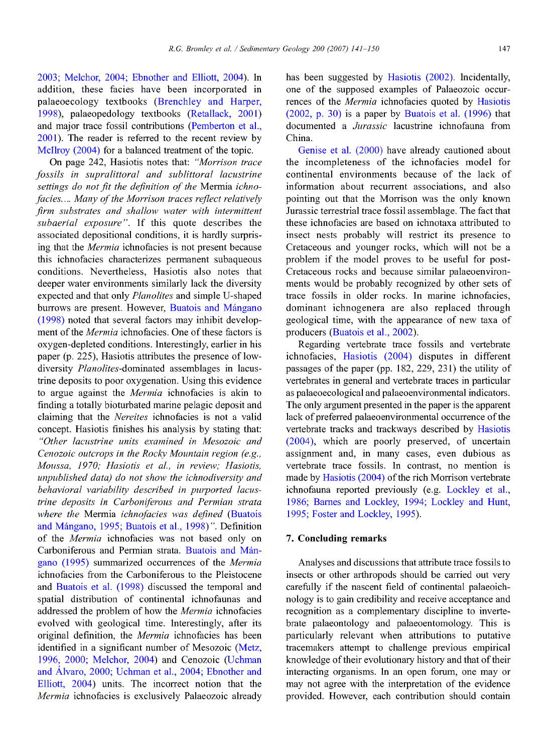2003; Melchor, 2004; Ebnother and Elliott, 2004). In addition, these facies have been incorporated in palaeoecology textbooks (Brenchley and Harper, 1998), palaeopedology textbooks (Retallack, 2001) and major trace fossil contributions (Pemberton et al., 2001). The reader is referred to the recent review by McIlroy (2004) for a balanced treatment of the topic.

On page 242, Hasiotis notes that: *"Morrison trace fossils in supralittoral and sublittoral lacustrine settings do not fit the definition of the* Mermia *ichnofacies.... Many of the Morrison traces reflect relatively firm substrates and shallow water with intermittent subaerial exposure"*. If this quote describes the associated depositional conditions, it is hardly surprising that the *Mermia* ichnofacies is not present because this ichnofacies characterizes permanent subaqueous conditions. Nevertheless, Hasiotis also notes that deeper water environments similarly lack the diversity expected and that only *Planolites* and simple U-shaped burrows are present. However, Buatois and Mángano (1998) noted that several factors may inhibit development of the *Mermia* ichnofacies. One of these factors is oxygen-depleted conditions. Interestingly, earlier in his paper (p. 225), Hasiotis attributes the presence of low-diversity *Planolites*-dominated assemblages in lacustrine deposits to poor oxygenation. Using this evidence to argue against the *Mermia* ichnofacies is akin to finding a totally bioturbated marine pelagic deposit and claiming that the *Nereites* ichnofacies is not a valid concept. Hasiotis finishes his analysis by stating that: *"Other lacustrine units examined in Mesozoic and Cenozoic outcrops in the Rocky Mountain region (e.g., Moussa, 1970; Hasiotis et al., in review; Hasiotis, unpublished data) do not show the ichnodiversity and behavioral variability described in purported lacustrine deposits in Carboniferous and Permian strata where the* Mermia *ichnofacies was defined* (Buatois and Mángano, 1995; Buatois et al., 1998)*"*. Definition of the *Mermia* ichnofacies was not based only on Carboniferous and Permian strata. Buatois and Mángano (1995) summarized occurrences of the *Mermia* ichnofacies from the Carboniferous to the Pleistocene and Buatois et al. (1998) discussed the temporal and spatial distribution of continental ichnofaunas and addressed the problem of how the *Mermia* ichnofacies evolved with geological time. Interestingly, after its original definition, the *Mermia* ichnofacies has been identified in a significant number of Mesozoic (Metz, 1996, 2000; Melchor, 2004) and Cenozoic (Uchman and Álvaro, 2000; Uchman et al., 2004; Ebnother and Elliott, 2004) units. The incorrect notion that the *Mermia* ichnofacies is exclusively Palaeozoic already has been suggested by Hasiotis (2002). Incidentally, one of the supposed examples of Palaeozoic occurrences of the *Mermia* ichnofacies quoted by Hasiotis (2002, p. 30) is a paper by Buatois et al. (1996) that documented a *Jurassic* lacustrine ichnofauna from China.

Genise et al. (2000) have already cautioned about the incompleteness of the ichnofacies model for continental environments because of the lack of information about recurrent associations, and also pointing out that the Morrison was the only known Jurassic terrestrial trace fossil assemblage. The fact that these ichnofacies are based on ichnotaxa attributed to insect nests probably will restrict its presence to Cretaceous and younger rocks, which will not be a problem if the model proves to be useful for post-Cretaceous rocks and because similar palaeoenvironments would be probably recognized by other sets of trace fossils in older rocks. In marine ichnofacies, dominant ichnogenera are also replaced through geological time, with the appearance of new taxa of producers (Buatois et al., 2002).

Regarding vertebrate trace fossils and vertebrate ichnofacies, Hasiotis (2004) disputes in different passages of the paper (pp. 182, 229, 231) the utility of vertebrates in general and vertebrate traces in particular as palaeoecological and palaeoenvironmental indicators. The only argument presented in the paper is the apparent lack of preferred palaeoenvironmental occurrence of the vertebrate tracks and trackways described by Hasiotis (2004), which are poorly preserved, of uncertain assignment and, in many cases, even dubious as vertebrate trace fossils. In contrast, no mention is made by Hasiotis (2004) of the rich Morrison vertebrate ichnofauna reported previously (e.g. Lockley et al., 1986; Barnes and Lockley, 1994; Lockley and Hunt, 1995; Foster and Lockley, 1995).

## 7. Concluding remarks

Analyses and discussions that attribute trace fossils to insects or other arthropods should be carried out very carefully if the nascent field of continental palaeoichnology is to gain credibility and receive acceptance and recognition as a complementary discipline to invertebrate palaeontology and palaeoentomology. This is particularly relevant when attributions to putative tracemakers attempt to challenge previous empirical knowledge of their evolutionary history and that of their interacting organisms. In an open forum, one may or may not agree with the interpretation of the evidence provided. However, each contribution should contain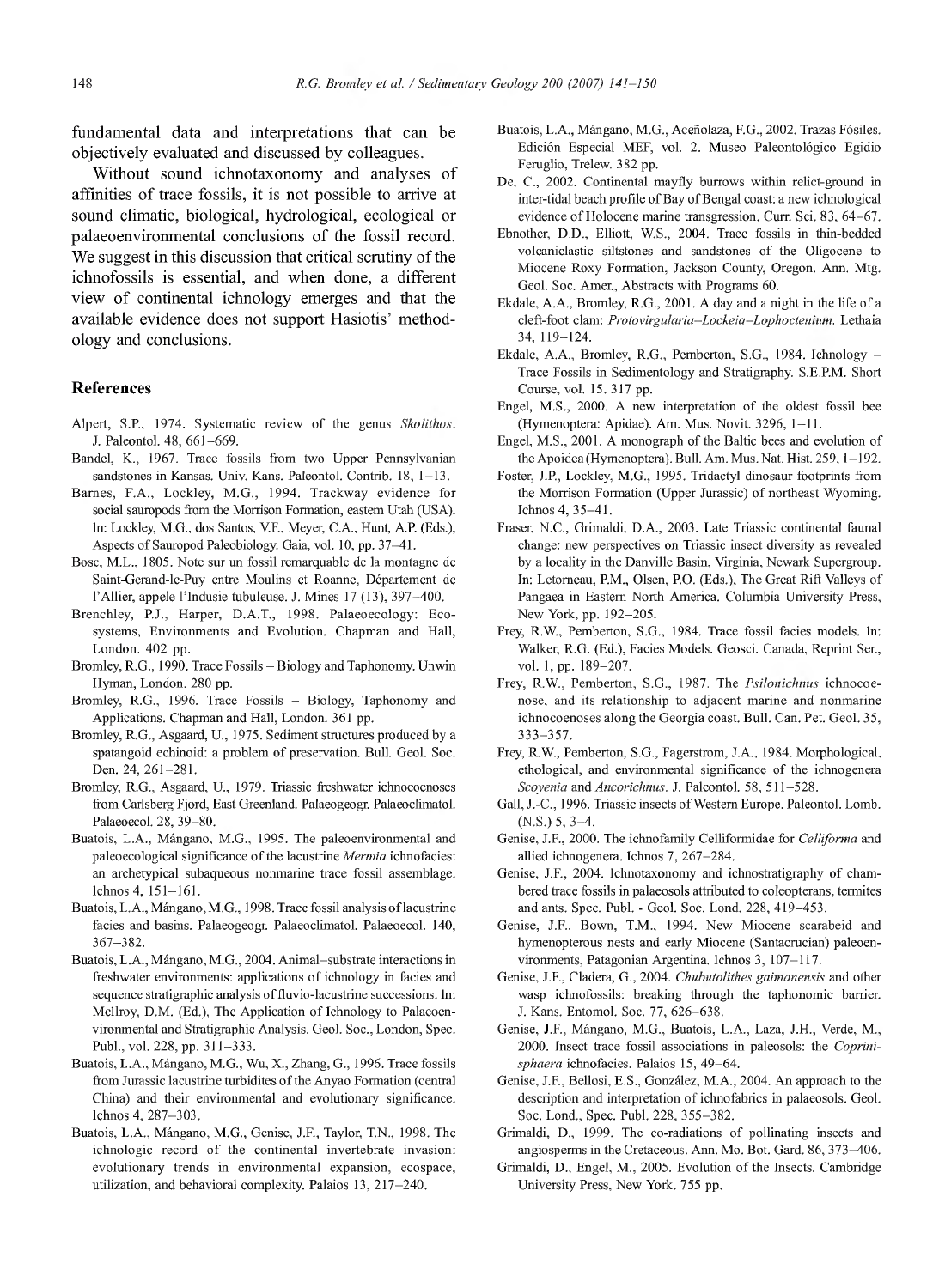fundamental data and interpretations that can be objectively evaluated and discussed by colleagues.

Without sound ichnotaxonomy and analyses of affinities of trace fossils, it is not possible to arrive at sound climatic, biological, hydrological, ecological or palaeoenvironmental conclusions of the fossil record. We suggest in this discussion that critical scrutiny of the ichnofossils is essential, and when done, a different view of continental ichnology emerges and that the available evidence does not support Hasiotis' methodology and conclusions.

## References

Alpert, S.P., 1974. Systematic review of the genus *Skolithos*. J. Paleontol. 48, 661–669.

Bandel, K., 1967. Trace fossils from two Upper Pennsylvanian sandstones in Kansas. Univ. Kans. Paleontol. Contrib. 18, 1–13.

Barnes, F.A., Lockley, M.G., 1994. Trackway evidence for social sauropods from the Morrison Formation, eastern Utah (USA). In: Lockley, M.G., dos Santos, V.F., Meyer, C.A., Hunt, A.P. (Eds.), Aspects of Sauropod Paleobiology. Gaia, vol. 10, pp. 37–41.

Bosc, M.L., 1805. Note sur un fossil remarquable de la montagne de Saint-Gerand-le-Puy entre Moulins et Roanne, Département de l'Allier, appele l'Indusie tubuleuse. J. Mines 17 (13), 397–400.

Brenchley, P.J., Harper, D.A.T., 1998. Palaeoecology: Ecosystems, Environments and Evolution. Chapman and Hall, London. 402 pp.

Bromley, R.G., 1990. Trace Fossils – Biology and Taphonomy. Unwin Hyman, London. 280 pp.

Bromley, R.G., 1996. Trace Fossils – Biology, Taphonomy and Applications. Chapman and Hall, London. 361 pp.

Bromley, R.G., Asgaard, U., 1975. Sediment structures produced by a spatangoid echinoid: a problem of preservation. Bull. Geol. Soc. Den. 24, 261–281.

Bromley, R.G., Asgaard, U., 1979. Triassic freshwater ichnocoenoses from Carlsberg Fjord, East Greenland. Palaeogeogr. Palaeoclimatol. Palaeoecol. 28, 39–80.

Buatois, L.A., Mángano, M.G., 1995. The paleoenvironmental and paleoecological significance of the lacustrine *Mermia* ichnofacies: an archetypical subaqueous nonmarine trace fossil assemblage. Ichnos 4, 151–161.

Buatois, L.A., Mángano, M.G., 1998. Trace fossil analysis of lacustrine facies and basins. Palaeogeogr. Palaeoclimatol. Palaeoecol. 140, 367–382.

Buatois, L.A., Mángano, M.G., 2004. Animal–substrate interactions in freshwater environments: applications of ichnology in facies and sequence stratigraphic analysis of fluvio-lacustrine successions. In: McIlroy, D.M. (Ed.), The Application of Ichnology to Palaeoenvironmental and Stratigraphic Analysis. Geol. Soc., London, Spec. Publ., vol. 228, pp. 311–333.

Buatois, L.A., Mángano, M.G., Wu, X., Zhang, G., 1996. Trace fossils from Jurassic lacustrine turbidites of the Anyao Formation (central China) and their environmental and evolutionary significance. Ichnos 4, 287–303.

Buatois, L.A., Mángano, M.G., Genise, J.F., Taylor, T.N., 1998. The ichnologic record of the continental invertebrate invasion: evolutionary trends in environmental expansion, ecospace, utilization, and behavioral complexity. Palaios 13, 217–240.

Buatois, L.A., Mángano, M.G., Aceñolaza, F.G., 2002. Trazas Fósiles. Edición Especial MEF, vol. 2. Museo Paleontológico Egidio Feruglio, Trelew. 382 pp.

De, C., 2002. Continental mayfly burrows within relict-ground in inter-tidal beach profile of Bay of Bengal coast: a new ichnological evidence of Holocene marine transgression. Curr. Sci. 83, 64–67.

Ebnother, D.D., Elliott, W.S., 2004. Trace fossils in thin-bedded volcaniclastic siltstones and sandstones of the Oligocene to Miocene Roxy Formation, Jackson County, Oregon. Ann. Mtg. Geol. Soc. Amer., Abstracts with Programs 60.

Ekdale, A.A., Bromley, R.G., 2001. A day and a night in the life of a cleft-foot clam: *Protovirgularia–Lockeia–Lophoctenium*. Lethaia 34, 119–124.

Ekdale, A.A., Bromley, R.G., Pemberton, S.G., 1984. Ichnology – Trace Fossils in Sedimentology and Stratigraphy. S.E.P.M. Short Course, vol. 15. 317 pp.

Engel, M.S., 2000. A new interpretation of the oldest fossil bee (Hymenoptera: Apidae). Am. Mus. Novit. 3296, 1–11.

Engel, M.S., 2001. A monograph of the Baltic bees and evolution of the Apoidea (Hymenoptera). Bull. Am. Mus. Nat. Hist. 259, 1–192.

Foster, J.P., Lockley, M.G., 1995. Tridactyl dinosaur footprints from the Morrison Formation (Upper Jurassic) of northeast Wyoming. Ichnos 4, 35–41.

Fraser, N.C., Grimaldi, D.A., 2003. Late Triassic continental faunal change: new perspectives on Triassic insect diversity as revealed by a locality in the Danville Basin, Virginia, Newark Supergroup. In: Letorneau, P.M., Olsen, P.O. (Eds.), The Great Rift Valleys of Pangaea in Eastern North America. Columbia University Press, New York, pp. 192–205.

Frey, R.W., Pemberton, S.G., 1984. Trace fossil facies models. In: Walker, R.G. (Ed.), Facies Models. Geosci. Canada, Reprint Ser., vol. 1, pp. 189–207.

Frey, R.W., Pemberton, S.G., 1987. The *Psilonichnus* ichnocoenose, and its relationship to adjacent marine and nonmarine ichnocoenoses along the Georgia coast. Bull. Can. Pet. Geol. 35, 333–357.

Frey, R.W., Pemberton, S.G., Fagerstrom, J.A., 1984. Morphological, ethological, and environmental significance of the ichnogenera *Scoyenia* and *Ancorichnus*. J. Paleontol. 58, 511–528.

Gall, J.-C., 1996. Triassic insects of Western Europe. Paleontol. Lomb. (N.S.) 5, 3–4.

Genise, J.F., 2000. The ichnofamily Celliformidae for *Celliforma* and allied ichnogenera. Ichnos 7, 267–284.

Genise, J.F., 2004. Ichnotaxonomy and ichnostratigraphy of chambered trace fossils in palaeosols attributed to coleopterans, termites and ants. Spec. Publ. - Geol. Soc. Lond. 228, 419–453.

Genise, J.F., Bown, T.M., 1994. New Miocene scarabeid and hymenopterous nests and early Miocene (Santacrucian) paleoenvironments, Patagonian Argentina. Ichnos 3, 107–117.

Genise, J.F., Cladera, G., 2004. *Chubutolithes gaimanensis* and other wasp ichnofossils: breaking through the taphonomic barrier. J. Kans. Entomol. Soc. 77, 626–638.

Genise, J.F., Mángano, M.G., Buatois, L.A., Laza, J.H., Verde, M., 2000. Insect trace fossil associations in paleosols: the *Coprinisphaera* ichnofacies. Palaios 15, 49–64.

Genise, J.F., Bellosi, E.S., González, M.A., 2004. An approach to the description and interpretation of ichnofabrics in palaeosols. Geol. Soc. Lond., Spec. Publ. 228, 355–382.

Grimaldi, D., 1999. The co-radiations of pollinating insects and angiosperms in the Cretaceous. Ann. Mo. Bot. Gard. 86, 373–406.

Grimaldi, D., Engel, M., 2005. Evolution of the Insects. Cambridge University Press, New York. 755 pp.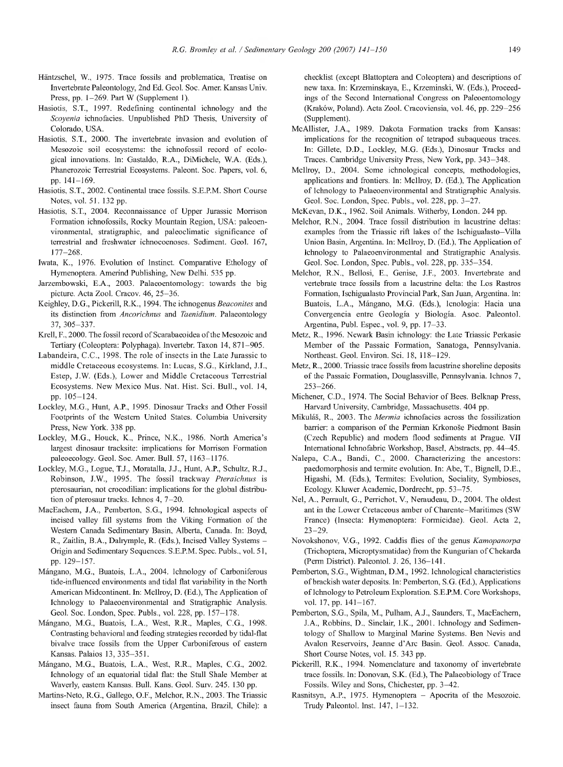Häntzschel, W., 1975. Trace fossils and problematica, Treatise on Invertebrate Paleontology, 2nd Ed. Geol. Soc. Amer. Kansas Univ. Press, pp. 1–269. Part W (Supplement 1).

Hasiotis, S.T., 1997. Redefining continental ichnology and the *Scoyenia* ichnofacies. Unpublished PhD Thesis, University of Colorado, USA.

Hasiotis, S.T., 2000. The invertebrate invasion and evolution of Mesozoic soil ecosystems: the ichnofossil record of ecological innovations. In: Gastaldo, R.A., DiMichele, W.A. (Eds.), Phanerozoic Terrestrial Ecosystems. Paleont. Soc. Papers, vol. 6, pp. 141–169.

Hasiotis, S.T., 2002. Continental trace fossils. S.E.P.M. Short Course Notes, vol. 51. 132 pp.

Hasiotis, S.T., 2004. Reconnaissance of Upper Jurassic Morrison Formation ichnofossils, Rocky Mountain Region, USA: paleoenvironmental, stratigraphic, and paleoclimatic significance of terrestrial and freshwater ichnocoenoses. Sediment. Geol. 167, 177–268.

Iwata, K., 1976. Evolution of Instinct. Comparative Ethology of Hymenoptera. Amerind Publishing, New Delhi. 535 pp.

Jarzembowski, E.A., 2003. Palaeoentomology: towards the big picture. Acta Zool. Cracov. 46, 25–36.

Keighley, D.G., Pickerill, R.K., 1994. The ichnogenus *Beaconites* and its distinction from *Ancorichnus* and *Taenidium*. Palaeontology 37, 305–337.

Krell, F., 2000. The fossil record of Scarabaeoidea of the Mesozoic and Tertiary (Coleoptera: Polyphaga). Invertebr. Taxon 14, 871–905.

Labandeira, C.C., 1998. The role of insects in the Late Jurassic to middle Cretaceous ecosystems. In: Lucas, S.G., Kirkland, J.I., Estep, J.W. (Eds.), Lower and Middle Cretaceous Terrestrial Ecosystems. New Mexico Mus. Nat. Hist. Sci. Bull., vol. 14, pp. 105–124.

Lockley, M.G., Hunt, A.P., 1995. Dinosaur Tracks and Other Fossil Footprints of the Western United States. Columbia University Press, New York. 338 pp.

Lockley, M.G., Houck, K., Prince, N.K., 1986. North America's largest dinosaur tracksite: implications for Morrison Formation paleoecology. Geol. Soc. Amer. Bull. 57, 1163–1176.

Lockley, M.G., Logue, T.J., Moratalla, J.J., Hunt, A.P., Schultz, R.J., Robinson, J.W., 1995. The fossil trackway *Pteraichnus* is pterosaurian, not crocodilian: implications for the global distribution of pterosaur tracks. Ichnos 4, 7–20.

MacEachern, J.A., Pemberton, S.G., 1994. Ichnological aspects of incised valley fill systems from the Viking Formation of the Western Canada Sedimentary Basin, Alberta, Canada. In: Boyd, R., Zaitlin, B.A., Dalrymple, R. (Eds.), Incised Valley Systems – Origin and Sedimentary Sequences. S.E.P.M. Spec. Publs., vol. 51, pp. 129–157.

Mángano, M.G., Buatois, L.A., 2004. Ichnology of Carboniferous tide-influenced environments and tidal flat variability in the North American Midcontinent. In: McIlroy, D. (Ed.), The Application of Ichnology to Palaeoenvironmental and Stratigraphic Analysis. Geol. Soc. London, Spec. Publs., vol. 228, pp. 157–178.

Mángano, M.G., Buatois, L.A., West, R.R., Maples, C.G., 1998. Contrasting behavioral and feeding strategies recorded by tidal-flat bivalve trace fossils from the Upper Carboniferous of eastern Kansas. Palaios 13, 335–351.

Mángano, M.G., Buatois, L.A., West, R.R., Maples, C.G., 2002. Ichnology of an equatorial tidal flat: the Stull Shale Member at Waverly, eastern Kansas. Bull. Kans. Geol. Surv. 245. 130 pp.

Martins-Neto, R.G., Gallego, O.F., Melchor, R.N., 2003. The Triassic insect fauna from South America (Argentina, Brazil, Chile): a checklist (except Blattoptera and Coleoptera) and descriptions of new taxa. In: Krzeminskaya, E., Krzeminski, W. (Eds.), Proceedings of the Second International Congress on Paleoentomology (Kraków, Poland). Acta Zool. Cracoviensia, vol. 46, pp. 229–256 (Supplement).

McAllister, J.A., 1989. Dakota Formation tracks from Kansas: implications for the recognition of tetrapod subaqueous traces. In: Gillete, D.D., Lockley, M.G. (Eds.), Dinosaur Tracks and Traces. Cambridge University Press, New York, pp. 343–348.

McIlroy, D., 2004. Some ichnological concepts, methodologies, applications and frontiers. In: McIlroy, D. (Ed.), The Application of Ichnology to Palaeoenvironmental and Stratigraphic Analysis. Geol. Soc. London, Spec. Publs., vol. 228, pp. 3–27.

McKevan, D.K., 1962. Soil Animals. Witherby, London. 244 pp.

Melchor, R.N., 2004. Trace fossil distribution in lacustrine deltas: examples from the Triassic rift lakes of the Ischigualasto–Villa Union Basin, Argentina. In: McIlroy, D. (Ed.), The Application of Ichnology to Palaeoenvironmental and Stratigraphic Analysis. Geol. Soc. London, Spec. Publs., vol. 228, pp. 335–354.

Melchor, R.N., Bellosi, E., Genise, J.F., 2003. Invertebrate and vertebrate trace fossils from a lacustrine delta: the Los Rastros Formation, Ischigualasto Provincial Park, San Juan, Argentina. In: Buatois, L.A., Mángano, M.G. (Eds.), Icnología: Hacia una Convergencia entre Geología y Biología. Asoc. Paleontol. Argentina, Publ. Espec., vol. 9, pp. 17–33.

Metz, R., 1996. Newark Basin ichnology: the Late Triassic Perkasie Member of the Passaic Formation, Sanatoga, Pennsylvania. Northeast. Geol. Environ. Sci. 18, 118–129.

Metz, R., 2000. Triassic trace fossils from lacustrine shoreline deposits of the Passaic Formation, Douglassville, Pennsylvania. Ichnos 7, 253–266.

Michener, C.D., 1974. The Social Behavior of Bees. Belknap Press, Harvard University, Cambridge, Massachusetts. 404 pp.

Mikuláš, R., 2003. The *Mermia* ichnofacies across the fossilization barrier: a comparison of the Permian Krkonoše Piedmont Basin (Czech Republic) and modern flood sediments at Prague. VII International Ichnofabric Workshop, Basel, Abstracts, pp. 44–45.

Nalepa, C.A., Bandi, C., 2000. Characterizing the ancestors: paedomorphosis and termite evolution. In: Abe, T., Bignell, D.E., Higashi, M. (Eds.), Termites: Evolution, Sociality, Symbioses, Ecology. Kluwer Academic, Dordrecht, pp. 53–75.

Nel, A., Perrault, G., Perrichot, V., Neraudeau, D., 2004. The oldest ant in the Lower Cretaceous amber of Charente–Maritimes (SW France) (Insecta: Hymenoptera: Formicidae). Geol. Acta 2, 23–29.

Novokshonov, V.G., 1992. Caddis flies of the genus *Kamopanorpa* (Trichoptera, Microptysmatidae) from the Kungurian of Chekarda (Perm District). Paleontol. J. 26, 136–141.

Pemberton, S.G., Wightman, D.M., 1992. Ichnological characteristics of brackish water deposits. In: Pemberton, S.G. (Ed.), Applications of Ichnology to Petroleum Exploration. S.E.P.M. Core Workshops, vol. 17, pp. 141–167.

Pemberton, S.G., Spila, M., Pulham, A.J., Saunders, T., MacEachern, J.A., Robbins, D., Sinclair, I.K., 2001. Ichnology and Sedimentology of Shallow to Marginal Marine Systems. Ben Nevis and Avalon Reservoirs, Jeanne d'Arc Basin. Geol. Assoc. Canada, Short Course Notes, vol. 15. 343 pp.

Pickerill, R.K., 1994. Nomenclature and taxonomy of invertebrate trace fossils. In: Donovan, S.K. (Ed.), The Palaeobiology of Trace Fossils. Wiley and Sons, Chichester, pp. 3–42.

Rasnitsyn, A.P., 1975. Hymenoptera – Apocrita of the Mesozoic. Trudy Paleontol. Inst. 147, 1–132.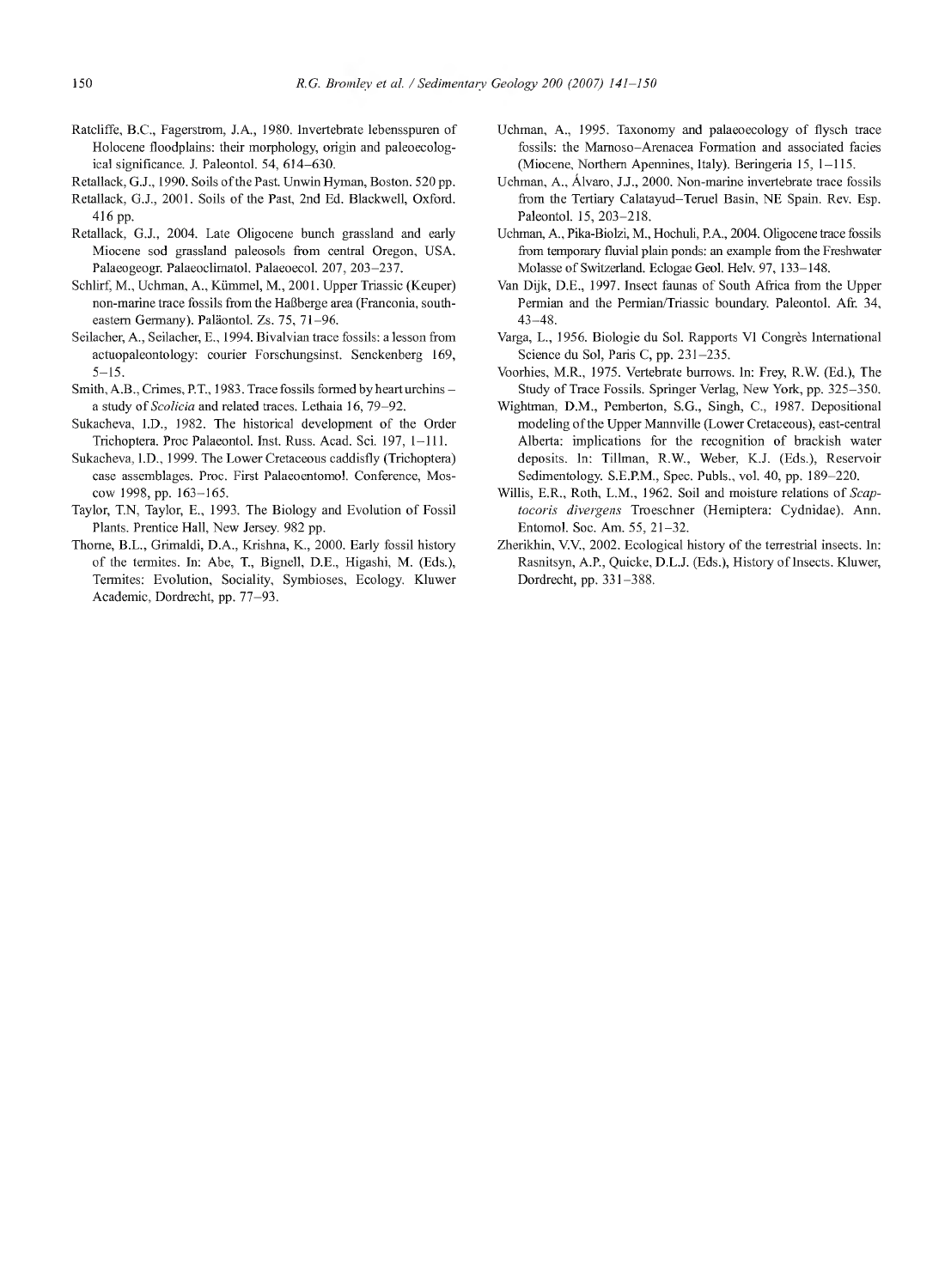Ratcliffe, B.C., Fagerstrom, J.A., 1980. Invertebrate lebensspuren of Holocene floodplains: their morphology, origin and paleoecological significance. J. Paleontol. 54, 614–630.

Retallack, G.J., 1990. Soils of the Past. Unwin Hyman, Boston. 520 pp.

Retallack, G.J., 2001. Soils of the Past, 2nd Ed. Blackwell, Oxford. 416 pp.

Retallack, G.J., 2004. Late Oligocene bunch grassland and early Miocene sod grassland paleosols from central Oregon, USA. Palaeogeogr. Palaeoclimatol. Palaeoecol. 207, 203–237.

Schlirf, M., Uchman, A., Kümmel, M., 2001. Upper Triassic (Keuper) non-marine trace fossils from the Haßberge area (Franconia, south-eastern Germany). Paläontol. Zs. 75, 71–96.

Seilacher, A., Seilacher, E., 1994. Bivalvian trace fossils: a lesson from actuopaleontology: courier Forschungsinst. Senckenberg 169, 5–15.

Smith, A.B., Crimes, P.T., 1983. Trace fossils formed by heart urchins – a study of *Scolicia* and related traces. Lethaia 16, 79–92.

Sukacheva, I.D., 1982. The historical development of the Order Trichoptera. Proc Palaeontol. Inst. Russ. Acad. Sci. 197, 1–111.

Sukacheva, I.D., 1999. The Lower Cretaceous caddisfly (Trichoptera) case assemblages. Proc. First Palaeoentomol. Conference, Moscow 1998, pp. 163–165.

Taylor, T.N, Taylor, E., 1993. The Biology and Evolution of Fossil Plants. Prentice Hall, New Jersey. 982 pp.

Thorne, B.L., Grimaldi, D.A., Krishna, K., 2000. Early fossil history of the termites. In: Abe, T., Bignell, D.E., Higashi, M. (Eds.), Termites: Evolution, Sociality, Symbioses, Ecology. Kluwer Academic, Dordrecht, pp. 77–93.

Uchman, A., 1995. Taxonomy and palaeoecology of flysch trace fossils: the Marnoso–Arenacea Formation and associated facies (Miocene, Northern Apennines, Italy). Beringeria 15, 1–115.

Uchman, A., Álvaro, J.J., 2000. Non-marine invertebrate trace fossils from the Tertiary Calatayud–Teruel Basin, NE Spain. Rev. Esp. Paleontol. 15, 203–218.

Uchman, A., Pika-Biolzi, M., Hochuli, P.A., 2004. Oligocene trace fossils from temporary fluvial plain ponds: an example from the Freshwater Molasse of Switzerland. Eclogae Geol. Helv. 97, 133–148.

Van Dijk, D.E., 1997. Insect faunas of South Africa from the Upper Permian and the Permian/Triassic boundary. Paleontol. Afr. 34, 43–48.

Varga, L., 1956. Biologie du Sol. Rapports VI Congrès International Science du Sol, Paris C, pp. 231–235.

Voorhies, M.R., 1975. Vertebrate burrows. In: Frey, R.W. (Ed.), The Study of Trace Fossils. Springer Verlag, New York, pp. 325–350.

Wightman, D.M., Pemberton, S.G., Singh, C., 1987. Depositional modeling of the Upper Mannville (Lower Cretaceous), east-central Alberta: implications for the recognition of brackish water deposits. In: Tillman, R.W., Weber, K.J. (Eds.), Reservoir Sedimentology. S.E.P.M., Spec. Publs., vol. 40, pp. 189–220.

Willis, E.R., Roth, L.M., 1962. Soil and moisture relations of *Scaptocoris divergens* Troeschner (Hemiptera: Cydnidae). Ann. Entomol. Soc. Am. 55, 21–32.

Zherikhin, V.V., 2002. Ecological history of the terrestrial insects. In: Rasnitsyn, A.P., Quicke, D.L.J. (Eds.), History of Insects. Kluwer, Dordrecht, pp. 331–388.